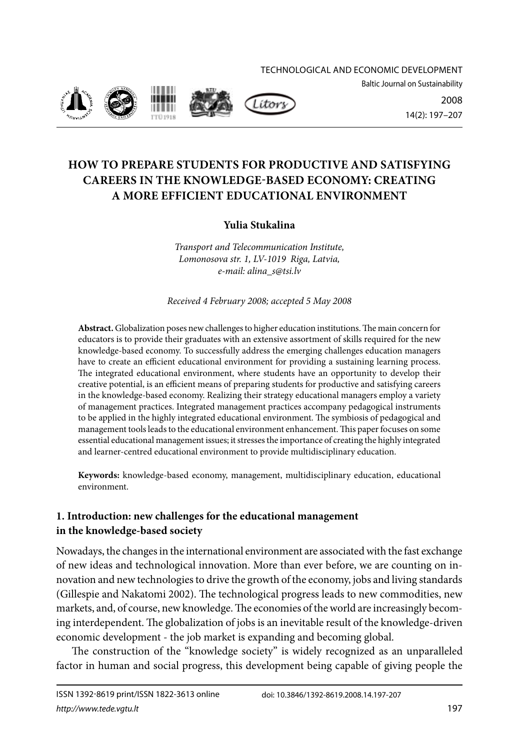# HOW TO PREPARE STUDENTS FOR PRODUCTIVE AND SATISFYING CAREERS IN THE KNOWLEDGE-BASED ECONOMY: CREATING A MORE EFFICIENT EDUCATIONAL ENVIRONMENT

**Yulia Stukalina**

*Transport and Telecommunication Institute, Lomonosova str. 1, LV-1019 Riga, Latvia, e-mail: alina_s@tsi.lv*

*Received 4 February 2008; accepted 5 May 2008*

**Abstract.** Globalization poses new challenges to higher education institutions. The main concern for educators is to provide their graduates with an extensive assortment of skills required for the new knowledge-based economy. To successfully address the emerging challenges education managers have to create an efficient educational environment for providing a sustaining learning process. The integrated educational environment, where students have an opportunity to develop their creative potential, is an efficient means of preparing students for productive and satisfying careers in the knowledge-based economy. Realizing their strategy educational managers employ a variety of management practices. Integrated management practices accompany pedagogical instruments to be applied in the highly integrated educational environment. The symbiosis of pedagogical and management tools leads to the educational environment enhancement. This paper focuses on some essential educational management issues; it stresses the importance of creating the highly integrated and learner-centred educational environment to provide multidisciplinary education.

**Keywords:** knowledge-based economy, management, multidisciplinary education, educational environment.

## 1. Introduction: new challenges for the educational management in the knowledge-based society

Nowadays, the changes in the international environment are associated with the fast exchange of new ideas and technological innovation. More than ever before, we are counting on innovation and new technologies to drive the growth of the economy, jobs and living standards (Gillespie and Nakatomi 2002). The technological progress leads to new commodities, new markets, and, of course, new knowledge. The economies of the world are increasingly becoming interdependent. The globalization of jobs is an inevitable result of the knowledge-driven economic development - the job market is expanding and becoming global.

The construction of the "knowledge society" is widely recognized as an unparalleled factor in human and social progress, this development being capable of giving people the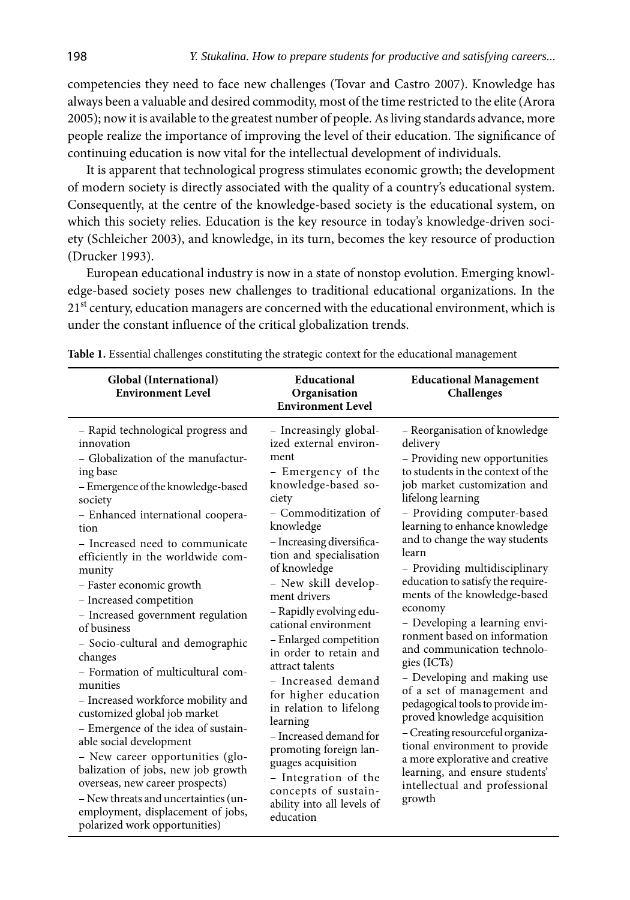competencies they need to face new challenges (Tovar and Castro 2007). Knowledge has always been a valuable and desired commodity, most of the time restricted to the elite (Arora 2005); now it is available to the greatest number of people. As living standards advance, more people realize the importance of improving the level of their education. The significance of continuing education is now vital for the intellectual development of individuals.

It is apparent that technological progress stimulates economic growth; the development of modern society is directly associated with the quality of a country's educational system. Consequently, at the centre of the knowledge-based society is the educational system, on which this society relies. Education is the key resource in today's knowledge-driven society (Schleicher 2003), and knowledge, in its turn, becomes the key resource of production (Drucker 1993).

European educational industry is now in a state of nonstop evolution. Emerging knowledge-based society poses new challenges to traditional educational organizations. In the 21st century, education managers are concerned with the educational environment, which is under the constant influence of the critical globalization trends.

**Table 1.** Essential challenges constituting the strategic context for the educational management

| Global (International) Environment Level | Educational Organisation Environment Level | Educational Management Challenges |
|---|---|---|
| – Rapid technological progress and innovation<br>– Globalization of the manufacturing base<br>– Emergence of the knowledge-based society<br>– Enhanced international cooperation<br>– Increased need to communicate efficiently in the worldwide community<br>– Faster economic growth<br>– Increased competition<br>– Increased government regulation of business<br>– Socio-cultural and demographic changes<br>– Formation of multicultural communities<br>– Increased workforce mobility and customized global job market<br>– Emergence of the idea of sustainable social development<br>– New career opportunities (globalization of jobs, new job growth overseas, new career prospects)<br>– New threats and uncertainties (unemployment, displacement of jobs, polarized work opportunities) | – Increasingly globalized external environment<br>– Emergency of the knowledge-based society<br>– Commoditization of knowledge<br>– Increasing diversification and specialisation of knowledge<br>– New skill development drivers<br>– Rapidly evolving educational environment<br>– Enlarged competition in order to retain and attract talents<br>– Increased demand for higher education in relation to lifelong learning<br>– Increased demand for promoting foreign languages acquisition<br>– Integration of the concepts of sustainability into all levels of education | – Reorganisation of knowledge delivery<br>– Providing new opportunities to students in the context of the job market customization and lifelong learning<br>– Providing computer-based learning to enhance knowledge and to change the way students learn<br>– Providing multidisciplinary education to satisfy the requirements of the knowledge-based economy<br>– Developing a learning environment based on information and communication technologies (ICTs)<br>– Developing and making use of a set of management and pedagogical tools to provide improved knowledge acquisition<br>– Creating resourceful organizational environment to provide a more explorative and creative learning, and ensure students' intellectual and professional growth |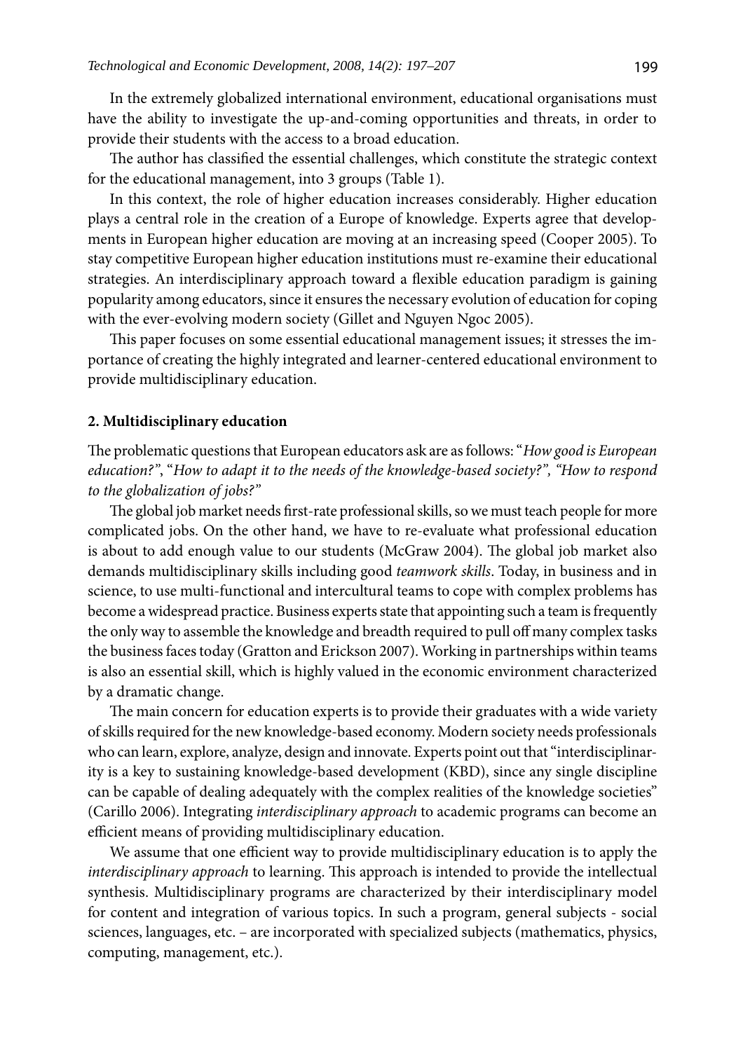In the extremely globalized international environment, educational organisations must have the ability to investigate the up-and-coming opportunities and threats, in order to provide their students with the access to a broad education.

The author has classified the essential challenges, which constitute the strategic context for the educational management, into 3 groups (Table 1).

In this context, the role of higher education increases considerably. Higher education plays a central role in the creation of a Europe of knowledge. Experts agree that developments in European higher education are moving at an increasing speed (Cooper 2005). To stay competitive European higher education institutions must re-examine their educational strategies. An interdisciplinary approach toward a flexible education paradigm is gaining popularity among educators, since it ensures the necessary evolution of education for coping with the ever-evolving modern society (Gillet and Nguyen Ngoc 2005).

This paper focuses on some essential educational management issues; it stresses the importance of creating the highly integrated and learner-centered educational environment to provide multidisciplinary education.

## 2. Multidisciplinary education

The problematic questions that European educators ask are as follows: "*How good is European education?*", "*How to adapt it to the needs of the knowledge-based society?", "How to respond to the globalization of jobs?*"

The global job market needs first-rate professional skills, so we must teach people for more complicated jobs. On the other hand, we have to re-evaluate what professional education is about to add enough value to our students (McGraw 2004). The global job market also demands multidisciplinary skills including good *teamwork skills*. Today, in business and in science, to use multi-functional and intercultural teams to cope with complex problems has become a widespread practice. Business experts state that appointing such a team is frequently the only way to assemble the knowledge and breadth required to pull off many complex tasks the business faces today (Gratton and Erickson 2007). Working in partnerships within teams is also an essential skill, which is highly valued in the economic environment characterized by a dramatic change.

The main concern for education experts is to provide their graduates with a wide variety of skills required for the new knowledge-based economy. Modern society needs professionals who can learn, explore, analyze, design and innovate. Experts point out that "interdisciplinarity is a key to sustaining knowledge-based development (KBD), since any single discipline can be capable of dealing adequately with the complex realities of the knowledge societies" (Carillo 2006). Integrating *interdisciplinary approach* to academic programs can become an efficient means of providing multidisciplinary education.

We assume that one efficient way to provide multidisciplinary education is to apply the *interdisciplinary approach* to learning. This approach is intended to provide the intellectual synthesis. Multidisciplinary programs are characterized by their interdisciplinary model for content and integration of various topics. In such a program, general subjects - social sciences, languages, etc. – are incorporated with specialized subjects (mathematics, physics, computing, management, etc.).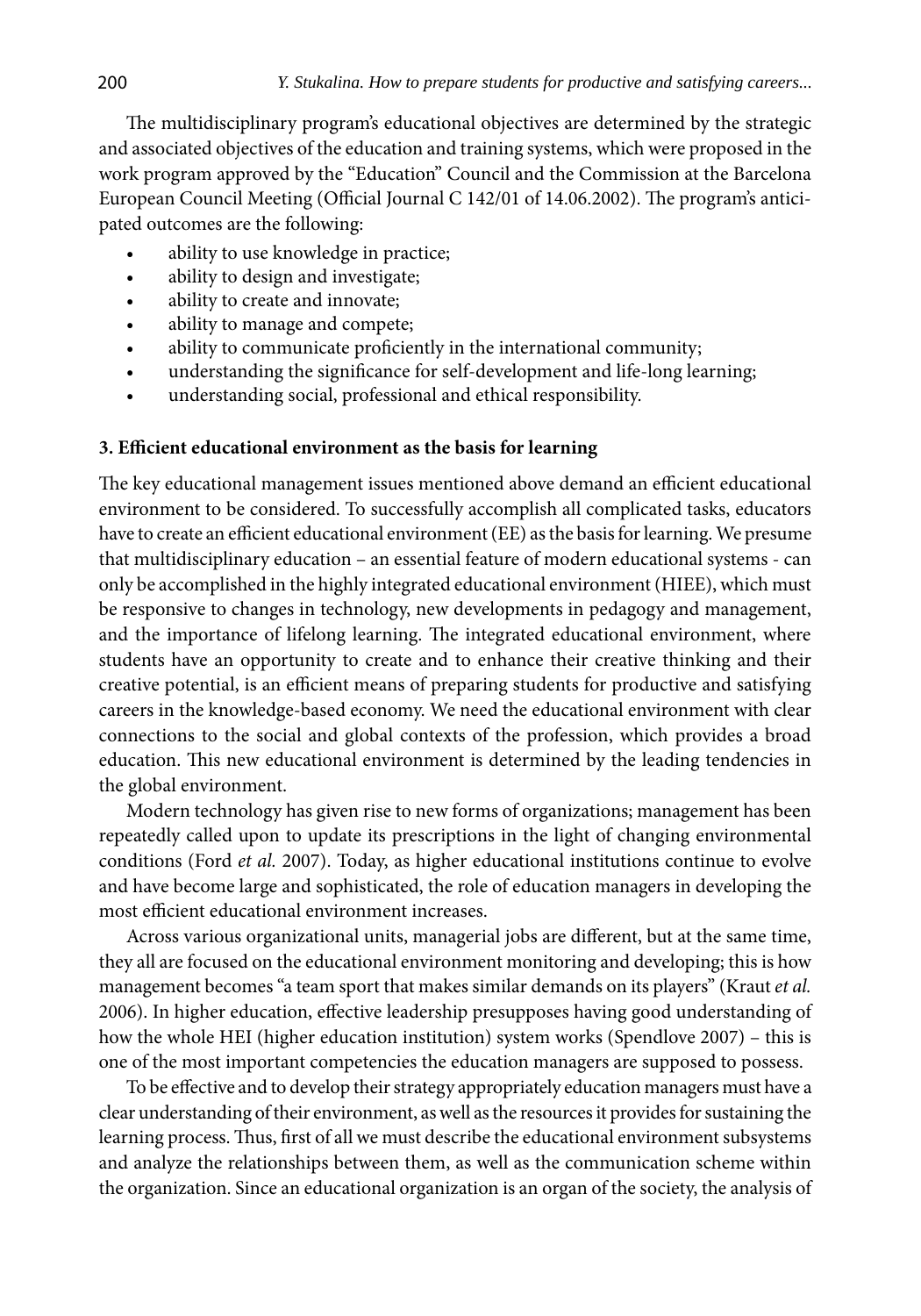The multidisciplinary program's educational objectives are determined by the strategic and associated objectives of the education and training systems, which were proposed in the work program approved by the "Education" Council and the Commission at the Barcelona European Council Meeting (Official Journal C 142/01 of 14.06.2002). The program's anticipated outcomes are the following:

- ability to use knowledge in practice;
- ability to design and investigate;
- ability to create and innovate;
- ability to manage and compete;
- ability to communicate proficiently in the international community;
- understanding the significance for self-development and life-long learning;
- understanding social, professional and ethical responsibility.

## 3. Efficient educational environment as the basis for learning

The key educational management issues mentioned above demand an efficient educational environment to be considered. To successfully accomplish all complicated tasks, educators have to create an efficient educational environment (EE) as the basis for learning. We presume that multidisciplinary education – an essential feature of modern educational systems - can only be accomplished in the highly integrated educational environment (HIEE), which must be responsive to changes in technology, new developments in pedagogy and management, and the importance of lifelong learning. The integrated educational environment, where students have an opportunity to create and to enhance their creative thinking and their creative potential, is an efficient means of preparing students for productive and satisfying careers in the knowledge-based economy. We need the educational environment with clear connections to the social and global contexts of the profession, which provides a broad education. This new educational environment is determined by the leading tendencies in the global environment.

Modern technology has given rise to new forms of organizations; management has been repeatedly called upon to update its prescriptions in the light of changing environmental conditions (Ford *et al.* 2007). Today, as higher educational institutions continue to evolve and have become large and sophisticated, the role of education managers in developing the most efficient educational environment increases.

Across various organizational units, managerial jobs are different, but at the same time, they all are focused on the educational environment monitoring and developing; this is how management becomes "a team sport that makes similar demands on its players" (Kraut *et al.* 2006). In higher education, effective leadership presupposes having good understanding of how the whole HEI (higher education institution) system works (Spendlove 2007) – this is one of the most important competencies the education managers are supposed to possess.

To be effective and to develop their strategy appropriately education managers must have a clear understanding of their environment, as well as the resources it provides for sustaining the learning process. Thus, first of all we must describe the educational environment subsystems and analyze the relationships between them, as well as the communication scheme within the organization. Since an educational organization is an organ of the society, the analysis of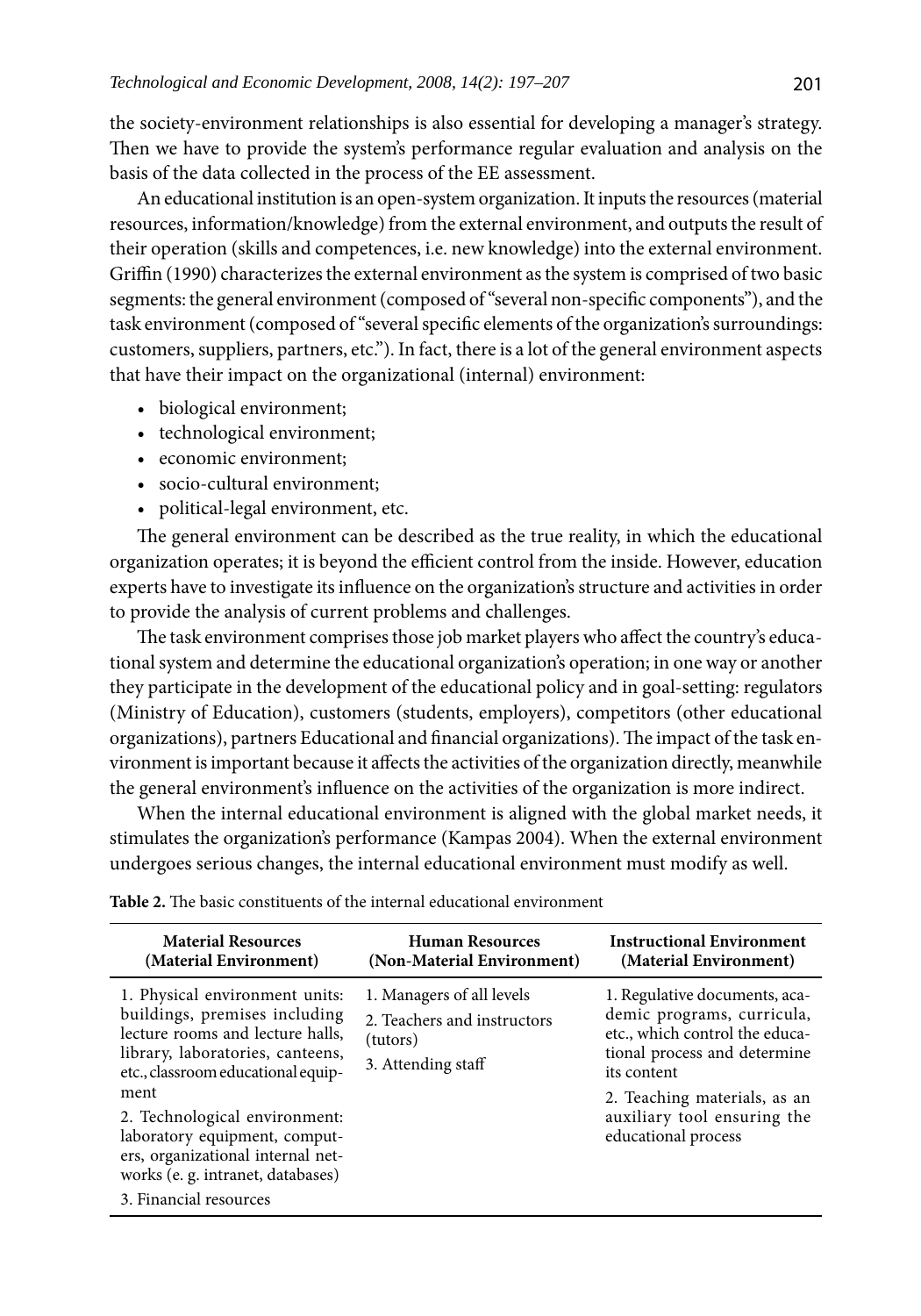the society-environment relationships is also essential for developing a manager's strategy. Then we have to provide the system's performance regular evaluation and analysis on the basis of the data collected in the process of the EE assessment.

An educational institution is an open-system organization. It inputs the resources (material resources, information/knowledge) from the external environment, and outputs the result of their operation (skills and competences, i.e. new knowledge) into the external environment. Griffin (1990) characterizes the external environment as the system is comprised of two basic segments: the general environment (composed of "several non-specific components"), and the task environment (composed of "several specific elements of the organization's surroundings: customers, suppliers, partners, etc."). In fact, there is a lot of the general environment aspects that have their impact on the organizational (internal) environment:

- biological environment;
- technological environment;
- economic environment;
- socio-cultural environment;
- political-legal environment, etc.

The general environment can be described as the true reality, in which the educational organization operates; it is beyond the efficient control from the inside. However, education experts have to investigate its influence on the organization's structure and activities in order to provide the analysis of current problems and challenges.

The task environment comprises those job market players who affect the country's educational system and determine the educational organization's operation; in one way or another they participate in the development of the educational policy and in goal-setting: regulators (Ministry of Education), customers (students, employers), competitors (other educational organizations), partners Educational and financial organizations). The impact of the task environment is important because it affects the activities of the organization directly, meanwhile the general environment's influence on the activities of the organization is more indirect.

When the internal educational environment is aligned with the global market needs, it stimulates the organization's performance (Kampas 2004). When the external environment undergoes serious changes, the internal educational environment must modify as well.

**Table 2.** The basic constituents of the internal educational environment

| Material Resources (Material Environment) | Human Resources (Non-Material Environment) | Instructional Environment (Material Environment) |
|---|---|---|
| 1. Physical environment units: buildings, premises including lecture rooms and lecture halls, library, laboratories, canteens, etc., classroom educational equipment<br>2. Technological environment: laboratory equipment, computers, organizational internal networks (e. g. intranet, databases)<br>3. Financial resources | 1. Managers of all levels<br>2. Teachers and instructors (tutors)<br>3. Attending staff | 1. Regulative documents, academic programs, curricula, etc., which control the educational process and determine its content<br>2. Teaching materials, as an auxiliary tool ensuring the educational process |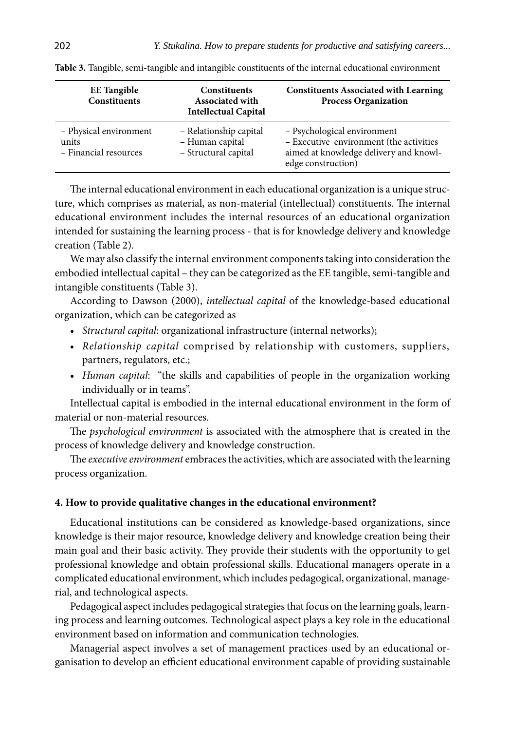**Table 3.** Tangible, semi-tangible and intangible constituents of the internal educational environment

| EE Tangible Constituents | Constituents Associated with Intellectual Capital | Constituents Associated with Learning Process Organization |
|---|---|---|
| – Physical environment units<br>– Financial resources | – Relationship capital<br>– Human capital<br>– Structural capital | – Psychological environment<br>– Executive environment (the activities aimed at knowledge delivery and knowledge construction) |

The internal educational environment in each educational organization is a unique structure, which comprises as material, as non-material (intellectual) constituents. The internal educational environment includes the internal resources of an educational organization intended for sustaining the learning process - that is for knowledge delivery and knowledge creation (Table 2).

We may also classify the internal environment components taking into consideration the embodied intellectual capital – they can be categorized as the EE tangible, semi-tangible and intangible constituents (Table 3).

According to Dawson (2000), *intellectual capital* of the knowledge-based educational organization, which can be categorized as

- *Structural capital*: organizational infrastructure (internal networks);
- *Relationship capital* comprised by relationship with customers, suppliers, partners, regulators, etc.;
- *Human capital*: "the skills and capabilities of people in the organization working individually or in teams".

Intellectual capital is embodied in the internal educational environment in the form of material or non-material resources.

The *psychological environment* is associated with the atmosphere that is created in the process of knowledge delivery and knowledge construction.

The *executive environment* embraces the activities, which are associated with the learning process organization.

## 4. How to provide qualitative changes in the educational environment?

Educational institutions can be considered as knowledge-based organizations, since knowledge is their major resource, knowledge delivery and knowledge creation being their main goal and their basic activity. They provide their students with the opportunity to get professional knowledge and obtain professional skills. Educational managers operate in a complicated educational environment, which includes pedagogical, organizational, managerial, and technological aspects.

Pedagogical aspect includes pedagogical strategies that focus on the learning goals, learning process and learning outcomes. Technological aspect plays a key role in the educational environment based on information and communication technologies.

Managerial aspect involves a set of management practices used by an educational organisation to develop an efficient educational environment capable of providing sustainable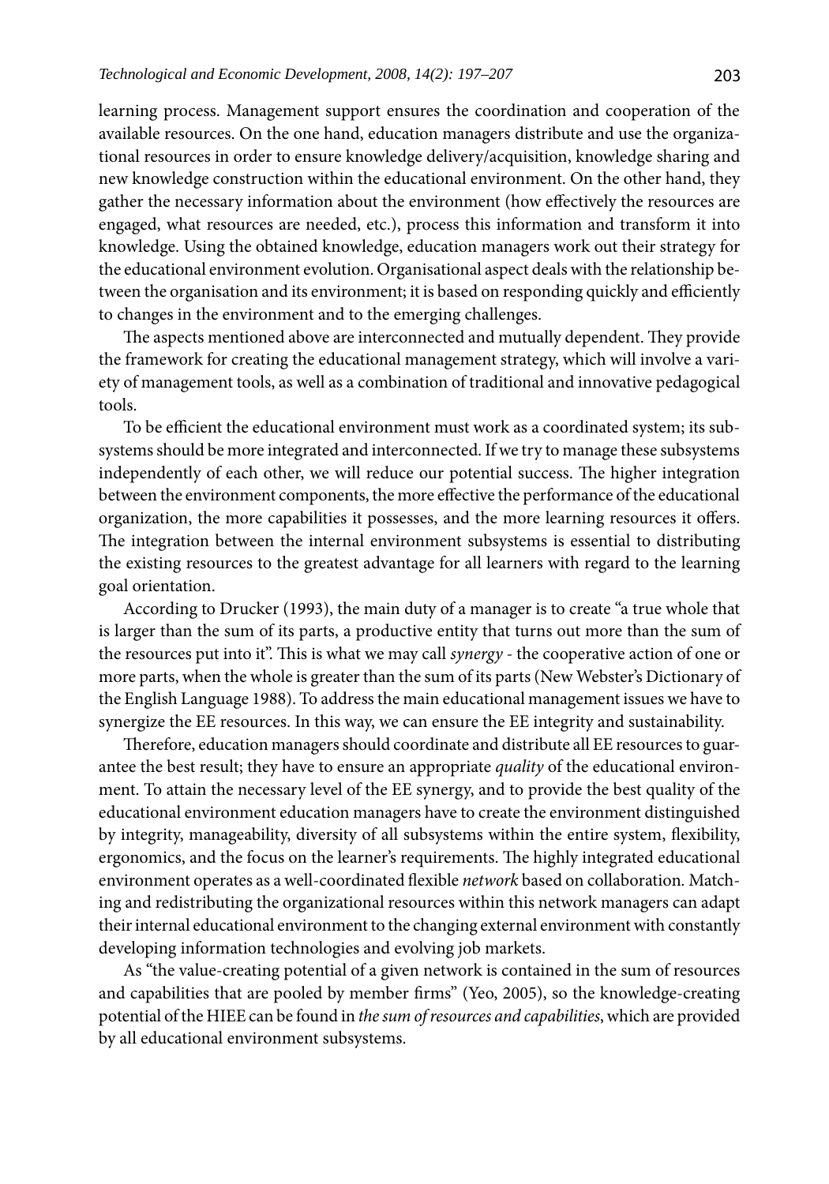learning process. Management support ensures the coordination and cooperation of the available resources. On the one hand, education managers distribute and use the organizational resources in order to ensure knowledge delivery/acquisition, knowledge sharing and new knowledge construction within the educational environment. On the other hand, they gather the necessary information about the environment (how effectively the resources are engaged, what resources are needed, etc.), process this information and transform it into knowledge. Using the obtained knowledge, education managers work out their strategy for the educational environment evolution. Organisational aspect deals with the relationship between the organisation and its environment; it is based on responding quickly and efficiently to changes in the environment and to the emerging challenges.

The aspects mentioned above are interconnected and mutually dependent. They provide the framework for creating the educational management strategy, which will involve a variety of management tools, as well as a combination of traditional and innovative pedagogical tools.

To be efficient the educational environment must work as a coordinated system; its subsystems should be more integrated and interconnected. If we try to manage these subsystems independently of each other, we will reduce our potential success. The higher integration between the environment components, the more effective the performance of the educational organization, the more capabilities it possesses, and the more learning resources it offers. The integration between the internal environment subsystems is essential to distributing the existing resources to the greatest advantage for all learners with regard to the learning goal orientation.

According to Drucker (1993), the main duty of a manager is to create "a true whole that is larger than the sum of its parts, a productive entity that turns out more than the sum of the resources put into it". This is what we may call *synergy* - the cooperative action of one or more parts, when the whole is greater than the sum of its parts (New Webster's Dictionary of the English Language 1988). To address the main educational management issues we have to synergize the EE resources. In this way, we can ensure the EE integrity and sustainability.

Therefore, education managers should coordinate and distribute all EE resources to guarantee the best result; they have to ensure an appropriate *quality* of the educational environment. To attain the necessary level of the EE synergy, and to provide the best quality of the educational environment education managers have to create the environment distinguished by integrity, manageability, diversity of all subsystems within the entire system, flexibility, ergonomics, and the focus on the learner's requirements. The highly integrated educational environment operates as a well-coordinated flexible *network* based on collaboration. Matching and redistributing the organizational resources within this network managers can adapt their internal educational environment to the changing external environment with constantly developing information technologies and evolving job markets.

As "the value-creating potential of a given network is contained in the sum of resources and capabilities that are pooled by member firms" (Yeo, 2005), so the knowledge-creating potential of the HIEE can be found in *the sum of resources and capabilities*, which are provided by all educational environment subsystems.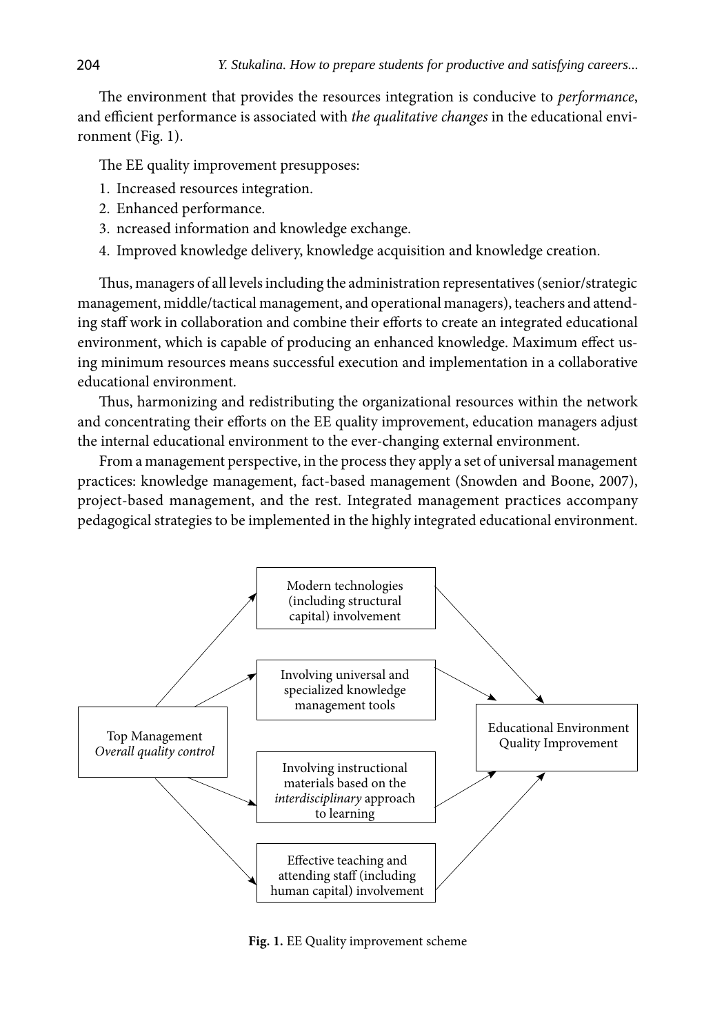The environment that provides the resources integration is conducive to *performance*, and efficient performance is associated with *the qualitative changes* in the educational environment (Fig. 1).

The EE quality improvement presupposes:

1. Increased resources integration.
2. Enhanced performance.
3. ncreased information and knowledge exchange.
4. Improved knowledge delivery, knowledge acquisition and knowledge creation.

Thus, managers of all levels including the administration representatives (senior/strategic management, middle/tactical management, and operational managers), teachers and attending staff work in collaboration and combine their efforts to create an integrated educational environment, which is capable of producing an enhanced knowledge. Maximum effect using minimum resources means successful execution and implementation in a collaborative educational environment.

Thus, harmonizing and redistributing the organizational resources within the network and concentrating their efforts on the EE quality improvement, education managers adjust the internal educational environment to the ever-changing external environment.

From a management perspective, in the process they apply a set of universal management practices: knowledge management, fact-based management (Snowden and Boone, 2007), project-based management, and the rest. Integrated management practices accompany pedagogical strategies to be implemented in the highly integrated educational environment.

Top Management
*Overall quality control*

Modern technologies (including structural capital) involvement

Involving universal and specialized knowledge management tools

Involving instructional materials based on the *interdisciplinary* approach to learning

Effective teaching and attending staff (including human capital) involvement

Educational Environment Quality Improvement

**Fig. 1.** EE Quality improvement scheme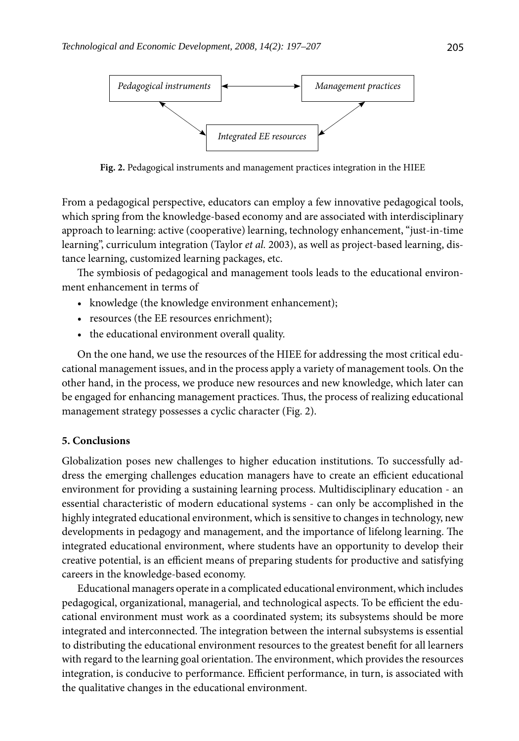Pedagogical instruments

Management practices

Integrated EE resources

**Fig. 2.** Pedagogical instruments and management practices integration in the HIEE

From a pedagogical perspective, educators can employ a few innovative pedagogical tools, which spring from the knowledge-based economy and are associated with interdisciplinary approach to learning: active (cooperative) learning, technology enhancement, "just-in-time learning", curriculum integration (Taylor *et al.* 2003), as well as project-based learning, distance learning, customized learning packages, etc.

The symbiosis of pedagogical and management tools leads to the educational environment enhancement in terms of

- knowledge (the knowledge environment enhancement);
- resources (the EE resources enrichment);
- the educational environment overall quality.

On the one hand, we use the resources of the HIEE for addressing the most critical educational management issues, and in the process apply a variety of management tools. On the other hand, in the process, we produce new resources and new knowledge, which later can be engaged for enhancing management practices. Thus, the process of realizing educational management strategy possesses a cyclic character (Fig. 2).

## 5. Conclusions

Globalization poses new challenges to higher education institutions. To successfully address the emerging challenges education managers have to create an efficient educational environment for providing a sustaining learning process. Multidisciplinary education - an essential characteristic of modern educational systems - can only be accomplished in the highly integrated educational environment, which is sensitive to changes in technology, new developments in pedagogy and management, and the importance of lifelong learning. The integrated educational environment, where students have an opportunity to develop their creative potential, is an efficient means of preparing students for productive and satisfying careers in the knowledge-based economy.

Educational managers operate in a complicated educational environment, which includes pedagogical, organizational, managerial, and technological aspects. To be efficient the educational environment must work as a coordinated system; its subsystems should be more integrated and interconnected. The integration between the internal subsystems is essential to distributing the educational environment resources to the greatest benefit for all learners with regard to the learning goal orientation. The environment, which provides the resources integration, is conducive to performance. Efficient performance, in turn, is associated with the qualitative changes in the educational environment.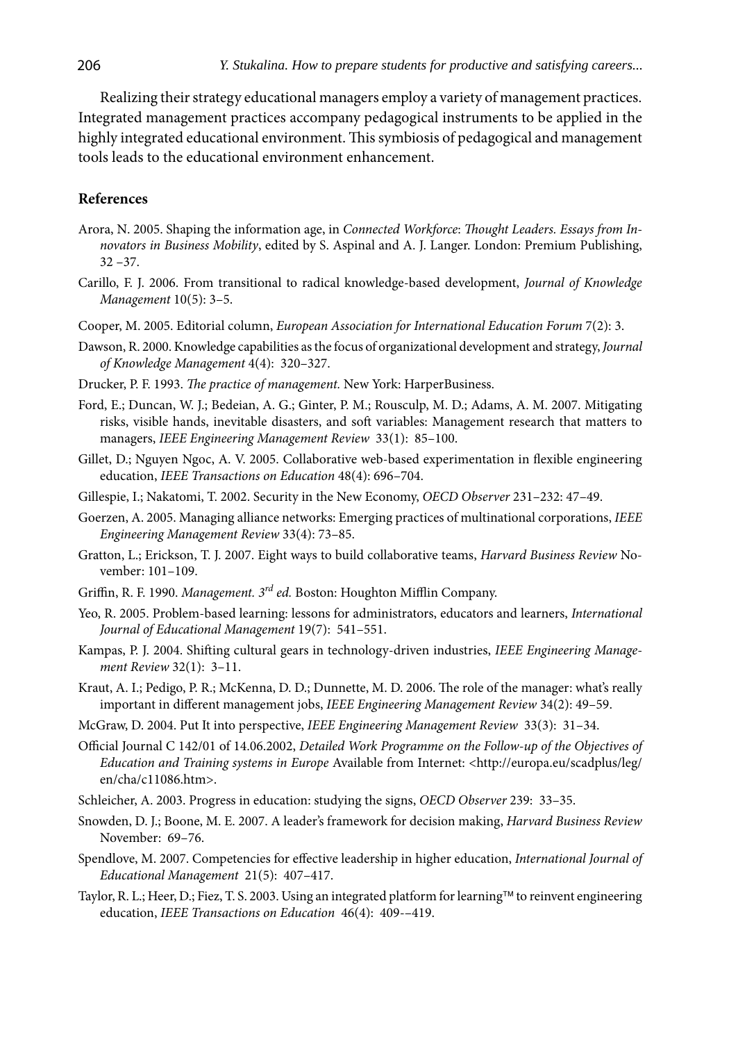Realizing their strategy educational managers employ a variety of management practices. Integrated management practices accompany pedagogical instruments to be applied in the highly integrated educational environment. This symbiosis of pedagogical and management tools leads to the educational environment enhancement.

## References

Arora, N. 2005. Shaping the information age, in *Connected Workforce*: *Thought Leaders. Essays from Innovators in Business Mobility*, edited by S. Aspinal and A. J. Langer. London: Premium Publishing, 32 –37.

Carillo, F. J. 2006. From transitional to radical knowledge-based development, *Journal of Knowledge Management* 10(5): 3–5.

Cooper, M. 2005. Editorial column, *European Association for International Education Forum* 7(2): 3.

Dawson, R. 2000. Knowledge capabilities as the focus of organizational development and strategy, *Journal of Knowledge Management* 4(4): 320–327.

Drucker, P. F. 1993. *The practice of management.* New York: HarperBusiness.

Ford, E.; Duncan, W. J.; Bedeian, A. G.; Ginter, P. M.; Rousculp, M. D.; Adams, A. M. 2007. Mitigating risks, visible hands, inevitable disasters, and soft variables: Management research that matters to managers, *IEEE Engineering Management Review* 33(1): 85–100.

Gillet, D.; Nguyen Ngoc, A. V. 2005. Collaborative web-based experimentation in flexible engineering education, *IEEE Transactions on Education* 48(4): 696–704.

Gillespie, I.; Nakatomi, T. 2002. Security in the New Economy, *OECD Observer* 231–232: 47–49.

Goerzen, A. 2005. Managing alliance networks: Emerging practices of multinational corporations, *IEEE Engineering Management Review* 33(4): 73–85.

Gratton, L.; Erickson, T. J. 2007. Eight ways to build collaborative teams, *Harvard Business Review* November: 101–109.

Griffin, R. F. 1990. *Management. 3rd ed.* Boston: Houghton Mifflin Company.

Yeo, R. 2005. Problem-based learning: lessons for administrators, educators and learners, *International Journal of Educational Management* 19(7): 541–551.

Kampas, P. J. 2004. Shifting cultural gears in technology-driven industries, *IEEE Engineering Management Review* 32(1): 3–11.

Kraut, A. I.; Pedigo, P. R.; McKenna, D. D.; Dunnette, M. D. 2006. The role of the manager: what's really important in different management jobs, *IEEE Engineering Management Review* 34(2): 49–59.

McGraw, D. 2004. Put It into perspective, *IEEE Engineering Management Review* 33(3): 31–34.

Official Journal C 142/01 of 14.06.2002, *Detailed Work Programme on the Follow-up of the Objectives of Education and Training systems in Europe* Available from Internet: <http://europa.eu/scadplus/leg/en/cha/c11086.htm>.

Schleicher, A. 2003. Progress in education: studying the signs, *OECD Observer* 239: 33–35.

Snowden, D. J.; Boone, M. E. 2007. A leader's framework for decision making, *Harvard Business Review* November: 69–76.

Spendlove, M. 2007. Competencies for effective leadership in higher education, *International Journal of Educational Management* 21(5): 407–417.

Taylor, R. L.; Heer, D.; Fiez, T. S. 2003. Using an integrated platform for learning™ to reinvent engineering education, *IEEE Transactions on Education* 46(4): 409-–419.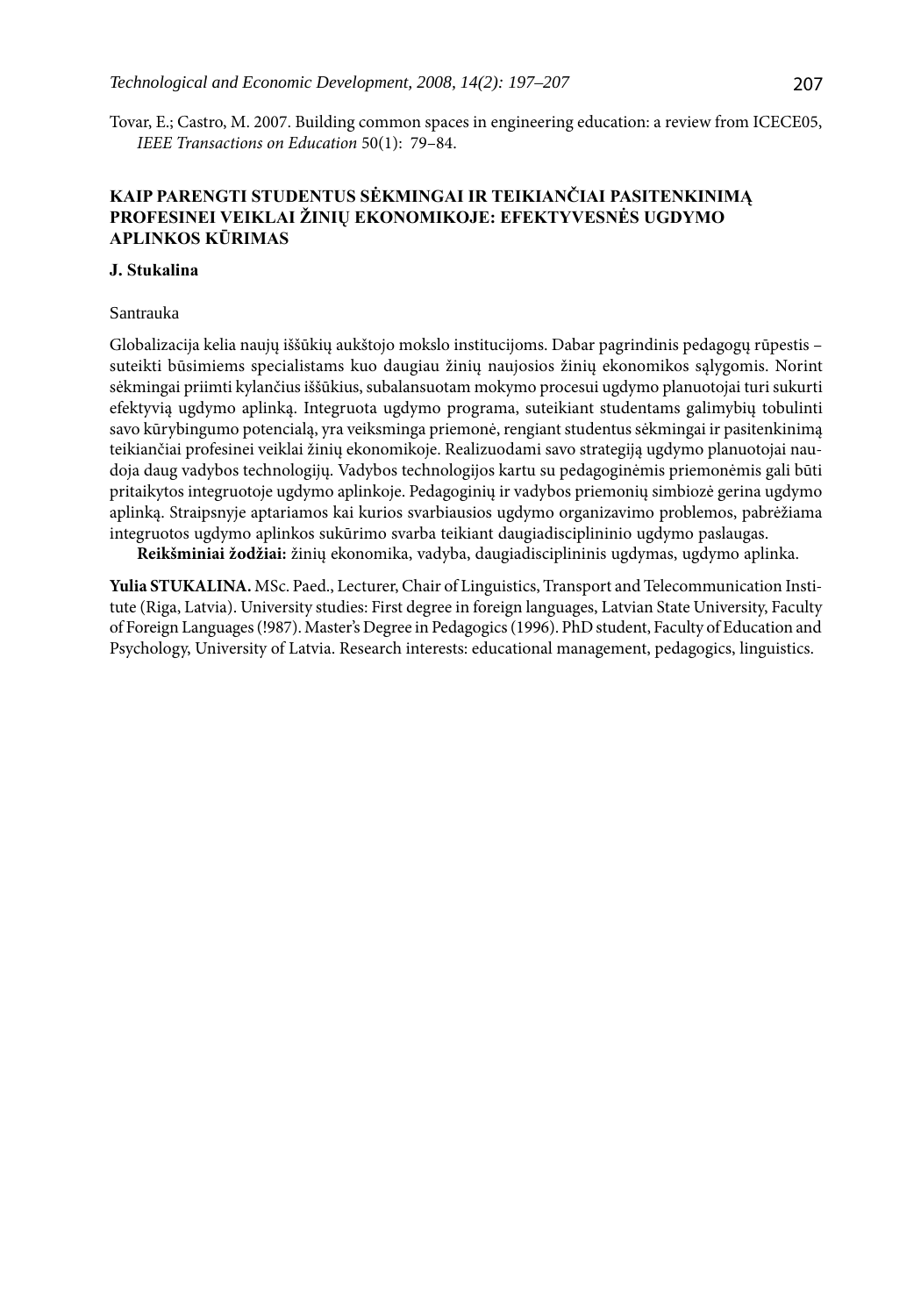Tovar, E.; Castro, M. 2007. Building common spaces in engineering education: a review from ICECE05, *IEEE Transactions on Education* 50(1): 79–84.

## KAIP PARENGTI STUDENTUS SĖKMINGAI IR TEIKIANČIAI PASITENKINIMĄ PROFESINEI VEIKLAI ŽINIŲ EKONOMIKOJE: EFEKTYVESNĖS UGDYMO APLINKOS KŪRIMAS

**J. Stukalina**

Santrauka

Globalizacija kelia naujų iššūkių aukštojo mokslo institucijoms. Dabar pagrindinis pedagogų rūpestis – suteikti būsimiems specialistams kuo daugiau žinių naujosios žinių ekonomikos sąlygomis. Norint sėkmingai priimti kylančius iššūkius, subalansuotam mokymo procesui ugdymo planuotojai turi sukurti efektyvią ugdymo aplinką. Integruota ugdymo programa, suteikiant studentams galimybių tobulinti savo kūrybingumo potencialą, yra veiksminga priemonė, rengiant studentus sėkmingai ir pasitenkinimą teikiančiai profesinei veiklai žinių ekonomikoje. Realizuodami savo strategiją ugdymo planuotojai naudoja daug vadybos technologijų. Vadybos technologijos kartu su pedagoginėmis priemonėmis gali būti pritaikytos integruotoje ugdymo aplinkoje. Pedagoginių ir vadybos priemonių simbiozė gerina ugdymo aplinką. Straipsnyje aptariamos kai kurios svarbiausios ugdymo organizavimo problemos, pabrėžiama integruotos ugdymo aplinkos sukūrimo svarba teikiant daugiadisciplininio ugdymo paslaugas.

**Reikšminiai žodžiai:** žinių ekonomika, vadyba, daugiadisciplininis ugdymas, ugdymo aplinka.

**Yulia STUKALINA.** MSc. Paed., Lecturer, Chair of Linguistics, Transport and Telecommunication Institute (Riga, Latvia). University studies: First degree in foreign languages, Latvian State University, Faculty of Foreign Languages (!987). Master's Degree in Pedagogics (1996). PhD student, Faculty of Education and Psychology, University of Latvia. Research interests: educational management, pedagogics, linguistics.